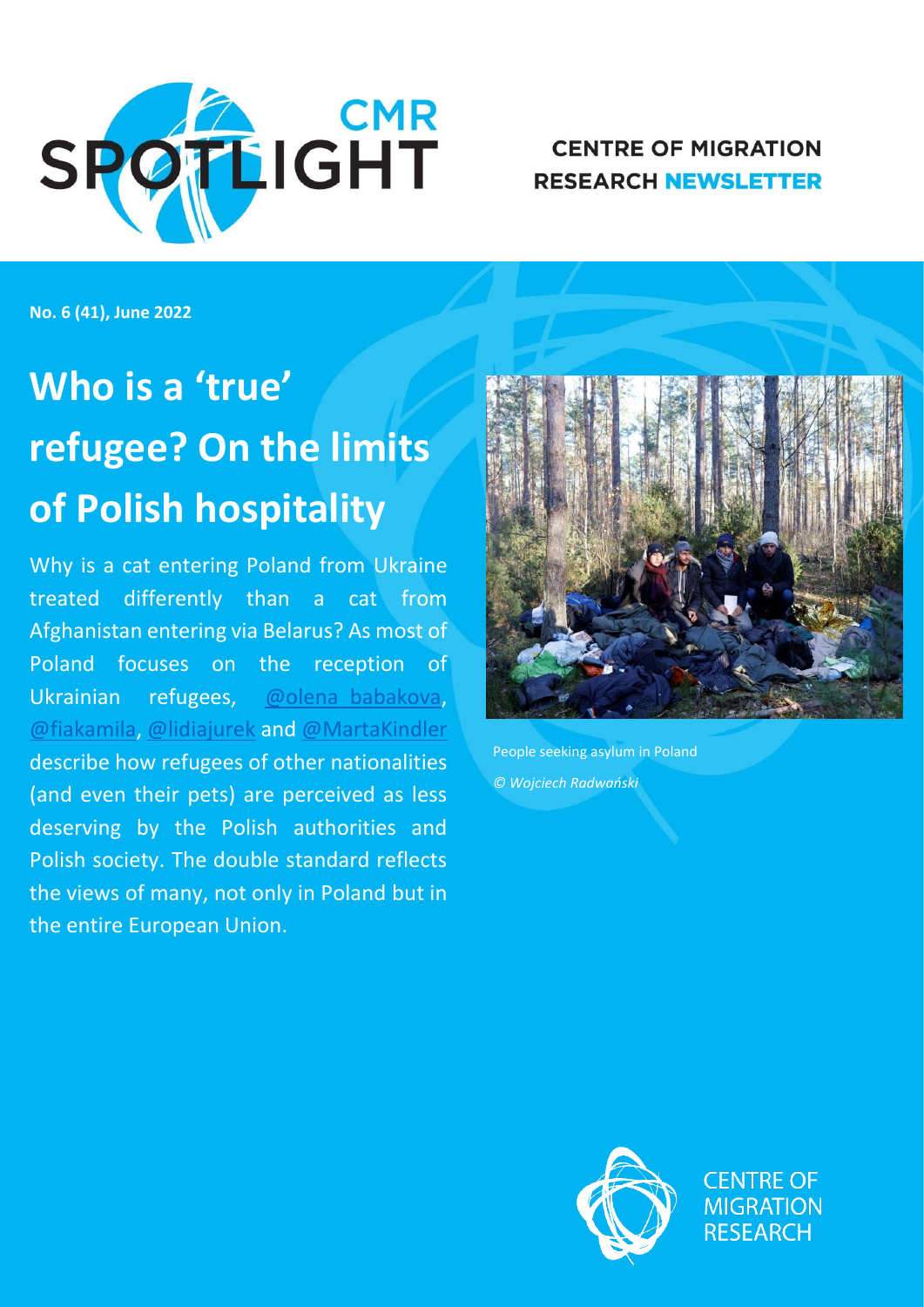# CMR SPOTLIGHT

**CENTRE OF MIGRATION RESEARCH NEWSLETTER**

**No. 6 (41), June 2022**

# Who is a 'true' refugee? On the limits of Polish hospitality

Why is a cat entering Poland from Ukraine treated differently than a cat from Afghanistan entering via Belarus? As most of Poland focuses on the reception of Ukrainian refugees, @olena_babakova, @fiakamila, @lidiajurek and @MartaKindler describe how refugees of other nationalities (and even their pets) are perceived as less deserving by the Polish authorities and Polish society. The double standard reflects the views of many, not only in Poland but in the entire European Union.

People seeking asylum in Poland

*© Wojciech Radwański*

CENTRE OF MIGRATION RESEARCH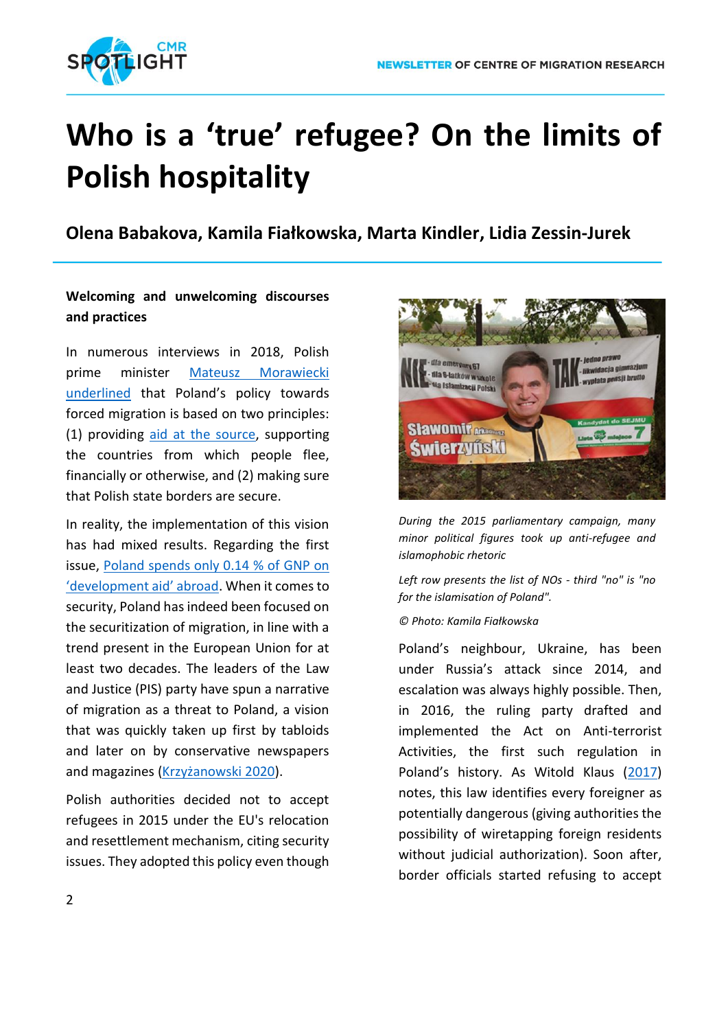# Who is a 'true' refugee? On the limits of Polish hospitality

**Olena Babakova, Kamila Fiałkowska, Marta Kindler, Lidia Zessin-Jurek**

**Welcoming and unwelcoming discourses and practices**

In numerous interviews in 2018, Polish prime minister Mateusz Morawiecki underlined that Poland's policy towards forced migration is based on two principles: (1) providing aid at the source, supporting the countries from which people flee, financially or otherwise, and (2) making sure that Polish state borders are secure.

In reality, the implementation of this vision has had mixed results. Regarding the first issue, Poland spends only 0.14 % of GNP on 'development aid' abroad. When it comes to security, Poland has indeed been focused on the securitization of migration, in line with a trend present in the European Union for at least two decades. The leaders of the Law and Justice (PIS) party have spun a narrative of migration as a threat to Poland, a vision that was quickly taken up first by tabloids and later on by conservative newspapers and magazines (Krzyżanowski 2020).

Polish authorities decided not to accept refugees in 2015 under the EU's relocation and resettlement mechanism, citing security issues. They adopted this policy even though

*During the 2015 parliamentary campaign, many minor political figures took up anti-refugee and islamophobic rhetoric*

*Left row presents the list of NOs - third "no" is "no for the islamisation of Poland".*

*© Photo: Kamila Fiałkowska*

Poland's neighbour, Ukraine, has been under Russia's attack since 2014, and escalation was always highly possible. Then, in 2016, the ruling party drafted and implemented the Act on Anti-terrorist Activities, the first such regulation in Poland's history. As Witold Klaus (2017) notes, this law identifies every foreigner as potentially dangerous (giving authorities the possibility of wiretapping foreign residents without judicial authorization). Soon after, border officials started refusing to accept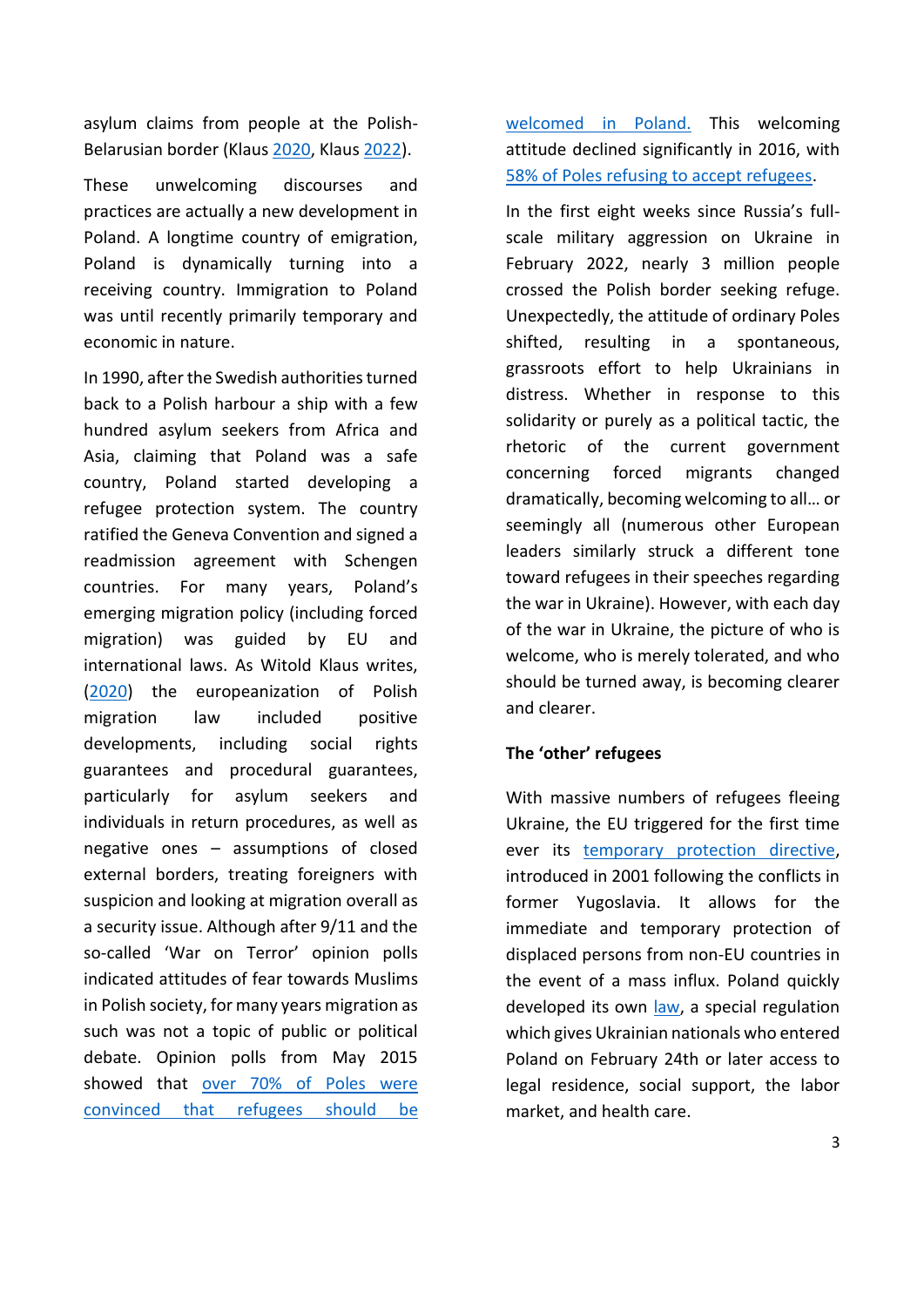asylum claims from people at the Polish-Belarusian border (Klaus 2020, Klaus 2022).

These unwelcoming discourses and practices are actually a new development in Poland. A longtime country of emigration, Poland is dynamically turning into a receiving country. Immigration to Poland was until recently primarily temporary and economic in nature.

In 1990, after the Swedish authorities turned back to a Polish harbour a ship with a few hundred asylum seekers from Africa and Asia, claiming that Poland was a safe country, Poland started developing a refugee protection system. The country ratified the Geneva Convention and signed a readmission agreement with Schengen countries. For many years, Poland's emerging migration policy (including forced migration) was guided by EU and international laws. As Witold Klaus writes, (2020) the europeanization of Polish migration law included positive developments, including social rights guarantees and procedural guarantees, particularly for asylum seekers and individuals in return procedures, as well as negative ones – assumptions of closed external borders, treating foreigners with suspicion and looking at migration overall as a security issue. Although after 9/11 and the so-called 'War on Terror' opinion polls indicated attitudes of fear towards Muslims in Polish society, for many years migration as such was not a topic of public or political debate. Opinion polls from May 2015 showed that over 70% of Poles were convinced that refugees should be welcomed in Poland. This welcoming attitude declined significantly in 2016, with 58% of Poles refusing to accept refugees.

In the first eight weeks since Russia's full-scale military aggression on Ukraine in February 2022, nearly 3 million people crossed the Polish border seeking refuge. Unexpectedly, the attitude of ordinary Poles shifted, resulting in a spontaneous, grassroots effort to help Ukrainians in distress. Whether in response to this solidarity or purely as a political tactic, the rhetoric of the current government concerning forced migrants changed dramatically, becoming welcoming to all… or seemingly all (numerous other European leaders similarly struck a different tone toward refugees in their speeches regarding the war in Ukraine). However, with each day of the war in Ukraine, the picture of who is welcome, who is merely tolerated, and who should be turned away, is becoming clearer and clearer.

### The 'other' refugees

With massive numbers of refugees fleeing Ukraine, the EU triggered for the first time ever its temporary protection directive, introduced in 2001 following the conflicts in former Yugoslavia. It allows for the immediate and temporary protection of displaced persons from non-EU countries in the event of a mass influx. Poland quickly developed its own law, a special regulation which gives Ukrainian nationals who entered Poland on February 24th or later access to legal residence, social support, the labor market, and health care.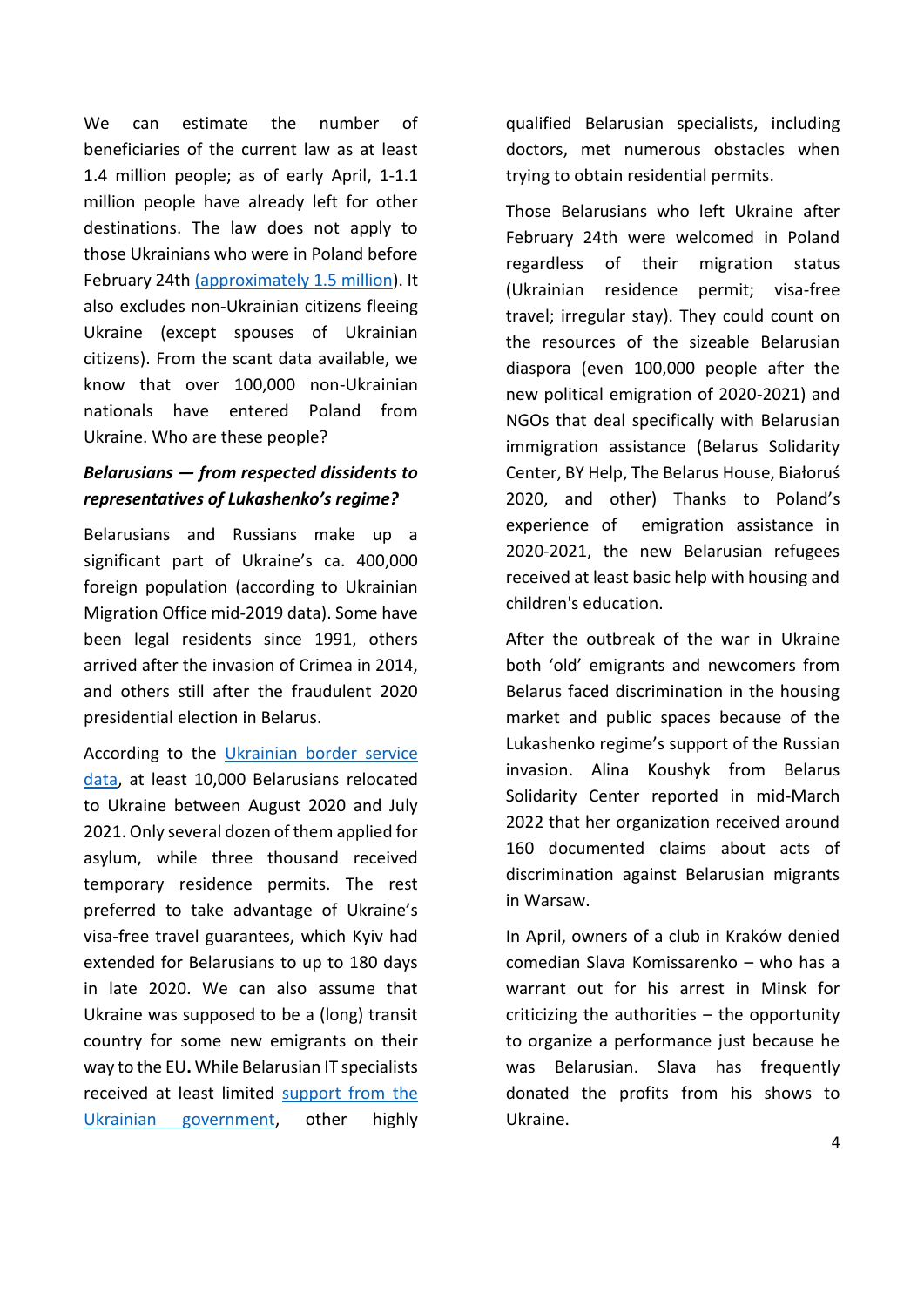We can estimate the number of beneficiaries of the current law as at least 1.4 million people; as of early April, 1-1.1 million people have already left for other destinations. The law does not apply to those Ukrainians who were in Poland before February 24th [(approximately 1.5 million)](). It also excludes non-Ukrainian citizens fleeing Ukraine (except spouses of Ukrainian citizens). From the scant data available, we know that over 100,000 non-Ukrainian nationals have entered Poland from Ukraine. Who are these people?

### *Belarusians — from respected dissidents to representatives of Lukashenko's regime?*

Belarusians and Russians make up a significant part of Ukraine's ca. 400,000 foreign population (according to Ukrainian Migration Office mid-2019 data). Some have been legal residents since 1991, others arrived after the invasion of Crimea in 2014, and others still after the fraudulent 2020 presidential election in Belarus.

According to the [Ukrainian border service data](), at least 10,000 Belarusians relocated to Ukraine between August 2020 and July 2021. Only several dozen of them applied for asylum, while three thousand received temporary residence permits. The rest preferred to take advantage of Ukraine's visa-free travel guarantees, which Kyiv had extended for Belarusians to up to 180 days in late 2020. We can also assume that Ukraine was supposed to be a (long) transit country for some new emigrants on their way to the EU. While Belarusian IT specialists received at least limited [support from the Ukrainian government](), other highly qualified Belarusian specialists, including doctors, met numerous obstacles when trying to obtain residential permits.

Those Belarusians who left Ukraine after February 24th were welcomed in Poland regardless of their migration status (Ukrainian residence permit; visa-free travel; irregular stay). They could count on the resources of the sizeable Belarusian diaspora (even 100,000 people after the new political emigration of 2020-2021) and NGOs that deal specifically with Belarusian immigration assistance (Belarus Solidarity Center, BY Help, The Belarus House, Białoruś 2020, and other) Thanks to Poland's experience of emigration assistance in 2020-2021, the new Belarusian refugees received at least basic help with housing and children's education.

After the outbreak of the war in Ukraine both 'old' emigrants and newcomers from Belarus faced discrimination in the housing market and public spaces because of the Lukashenko regime's support of the Russian invasion. Alina Koushyk from Belarus Solidarity Center reported in mid-March 2022 that her organization received around 160 documented claims about acts of discrimination against Belarusian migrants in Warsaw.

In April, owners of a club in Kraków denied comedian Slava Komissarenko – who has a warrant out for his arrest in Minsk for criticizing the authorities – the opportunity to organize a performance just because he was Belarusian. Slava has frequently donated the profits from his shows to Ukraine.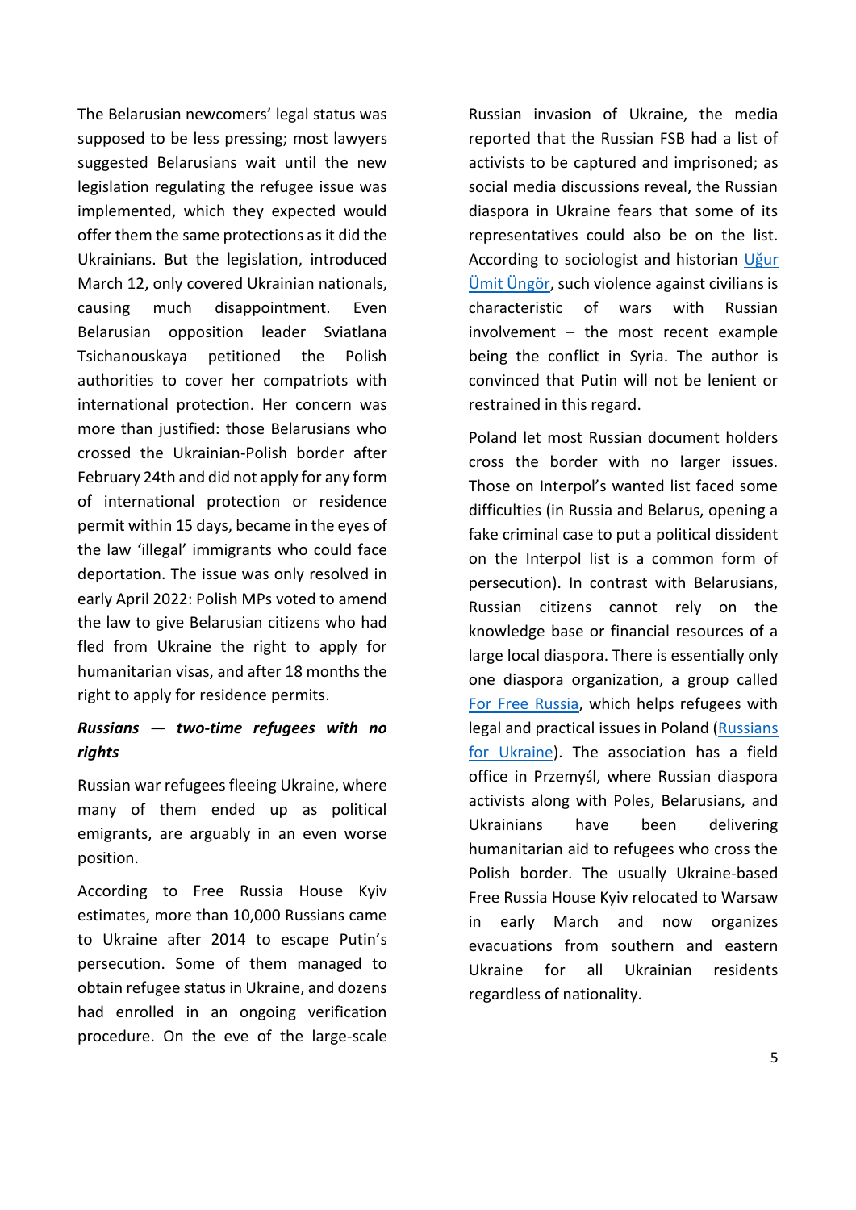The Belarusian newcomers' legal status was supposed to be less pressing; most lawyers suggested Belarusians wait until the new legislation regulating the refugee issue was implemented, which they expected would offer them the same protections as it did the Ukrainians. But the legislation, introduced March 12, only covered Ukrainian nationals, causing much disappointment. Even Belarusian opposition leader Sviatlana Tsichanouskaya petitioned the Polish authorities to cover her compatriots with international protection. Her concern was more than justified: those Belarusians who crossed the Ukrainian-Polish border after February 24th and did not apply for any form of international protection or residence permit within 15 days, became in the eyes of the law 'illegal' immigrants who could face deportation. The issue was only resolved in early April 2022: Polish MPs voted to amend the law to give Belarusian citizens who had fled from Ukraine the right to apply for humanitarian visas, and after 18 months the right to apply for residence permits.

***Russians — two-time refugees with no rights***

Russian war refugees fleeing Ukraine, where many of them ended up as political emigrants, are arguably in an even worse position.

According to Free Russia House Kyiv estimates, more than 10,000 Russians came to Ukraine after 2014 to escape Putin's persecution. Some of them managed to obtain refugee status in Ukraine, and dozens had enrolled in an ongoing verification procedure. On the eve of the large-scale Russian invasion of Ukraine, the media reported that the Russian FSB had a list of activists to be captured and imprisoned; as social media discussions reveal, the Russian diaspora in Ukraine fears that some of its representatives could also be on the list. According to sociologist and historian [Uğur Ümit Üngör](), such violence against civilians is characteristic of wars with Russian involvement – the most recent example being the conflict in Syria. The author is convinced that Putin will not be lenient or restrained in this regard.

Poland let most Russian document holders cross the border with no larger issues. Those on Interpol's wanted list faced some difficulties (in Russia and Belarus, opening a fake criminal case to put a political dissident on the Interpol list is a common form of persecution). In contrast with Belarusians, Russian citizens cannot rely on the knowledge base or financial resources of a large local diaspora. There is essentially only one diaspora organization, a group called [For Free Russia](), which helps refugees with legal and practical issues in Poland ([Russians for Ukraine]()). The association has a field office in Przemyśl, where Russian diaspora activists along with Poles, Belarusians, and Ukrainians have been delivering humanitarian aid to refugees who cross the Polish border. The usually Ukraine-based Free Russia House Kyiv relocated to Warsaw in early March and now organizes evacuations from southern and eastern Ukraine for all Ukrainian residents regardless of nationality.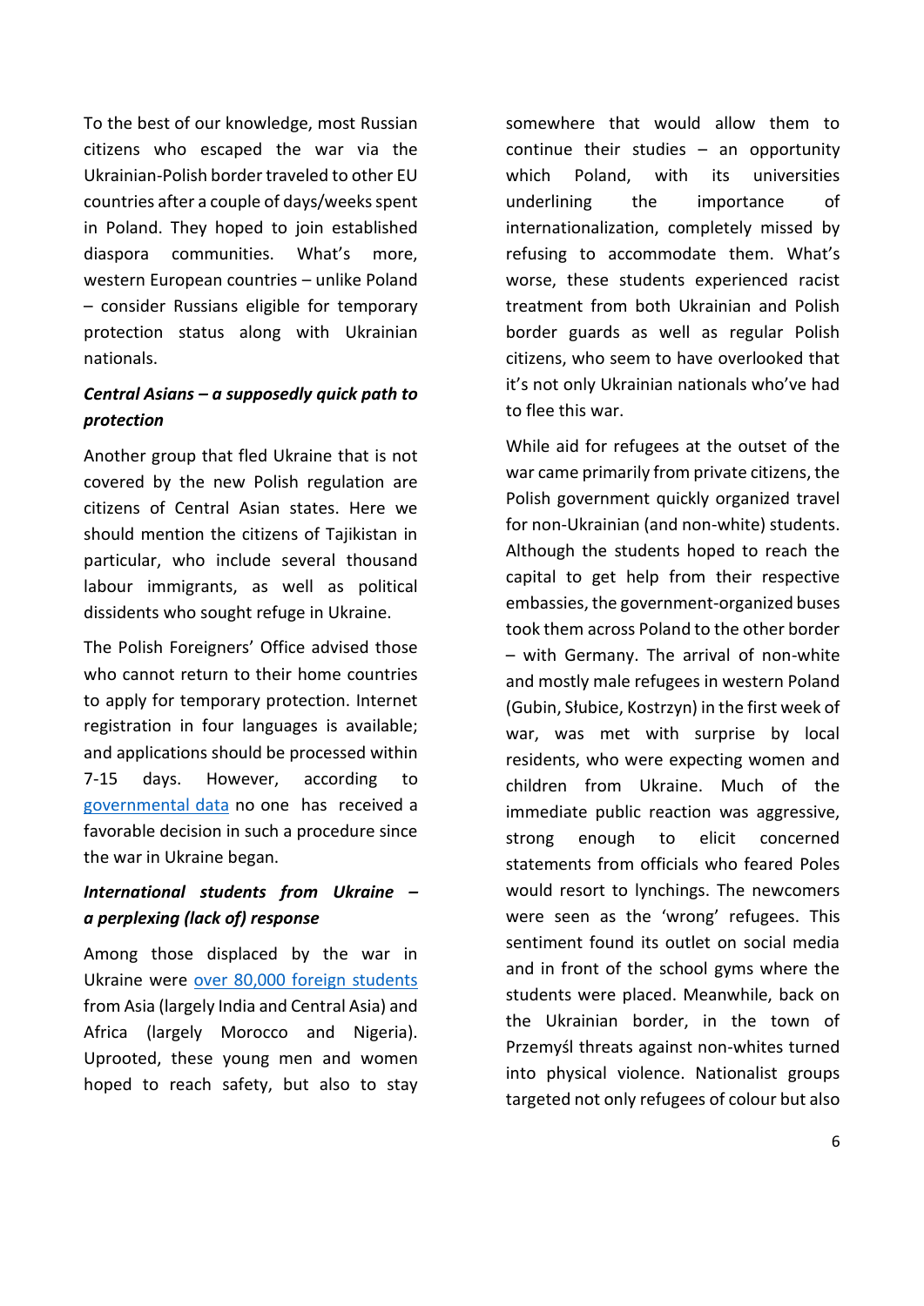To the best of our knowledge, most Russian citizens who escaped the war via the Ukrainian-Polish border traveled to other EU countries after a couple of days/weeks spent in Poland. They hoped to join established diaspora communities. What's more, western European countries – unlike Poland – consider Russians eligible for temporary protection status along with Ukrainian nationals.

### ***Central Asians – a supposedly quick path to protection***

Another group that fled Ukraine that is not covered by the new Polish regulation are citizens of Central Asian states. Here we should mention the citizens of Tajikistan in particular, who include several thousand labour immigrants, as well as political dissidents who sought refuge in Ukraine.

The Polish Foreigners' Office advised those who cannot return to their home countries to apply for temporary protection. Internet registration in four languages is available; and applications should be processed within 7-15 days. However, according to governmental data no one has received a favorable decision in such a procedure since the war in Ukraine began.

### ***International students from Ukraine – a perplexing (lack of) response***

Among those displaced by the war in Ukraine were over 80,000 foreign students from Asia (largely India and Central Asia) and Africa (largely Morocco and Nigeria). Uprooted, these young men and women hoped to reach safety, but also to stay somewhere that would allow them to continue their studies – an opportunity which Poland, with its universities underlining the importance of internationalization, completely missed by refusing to accommodate them. What's worse, these students experienced racist treatment from both Ukrainian and Polish border guards as well as regular Polish citizens, who seem to have overlooked that it's not only Ukrainian nationals who've had to flee this war.

While aid for refugees at the outset of the war came primarily from private citizens, the Polish government quickly organized travel for non-Ukrainian (and non-white) students. Although the students hoped to reach the capital to get help from their respective embassies, the government-organized buses took them across Poland to the other border – with Germany. The arrival of non-white and mostly male refugees in western Poland (Gubin, Słubice, Kostrzyn) in the first week of war, was met with surprise by local residents, who were expecting women and children from Ukraine. Much of the immediate public reaction was aggressive, strong enough to elicit concerned statements from officials who feared Poles would resort to lynchings. The newcomers were seen as the 'wrong' refugees. This sentiment found its outlet on social media and in front of the school gyms where the students were placed. Meanwhile, back on the Ukrainian border, in the town of Przemyśl threats against non-whites turned into physical violence. Nationalist groups targeted not only refugees of colour but also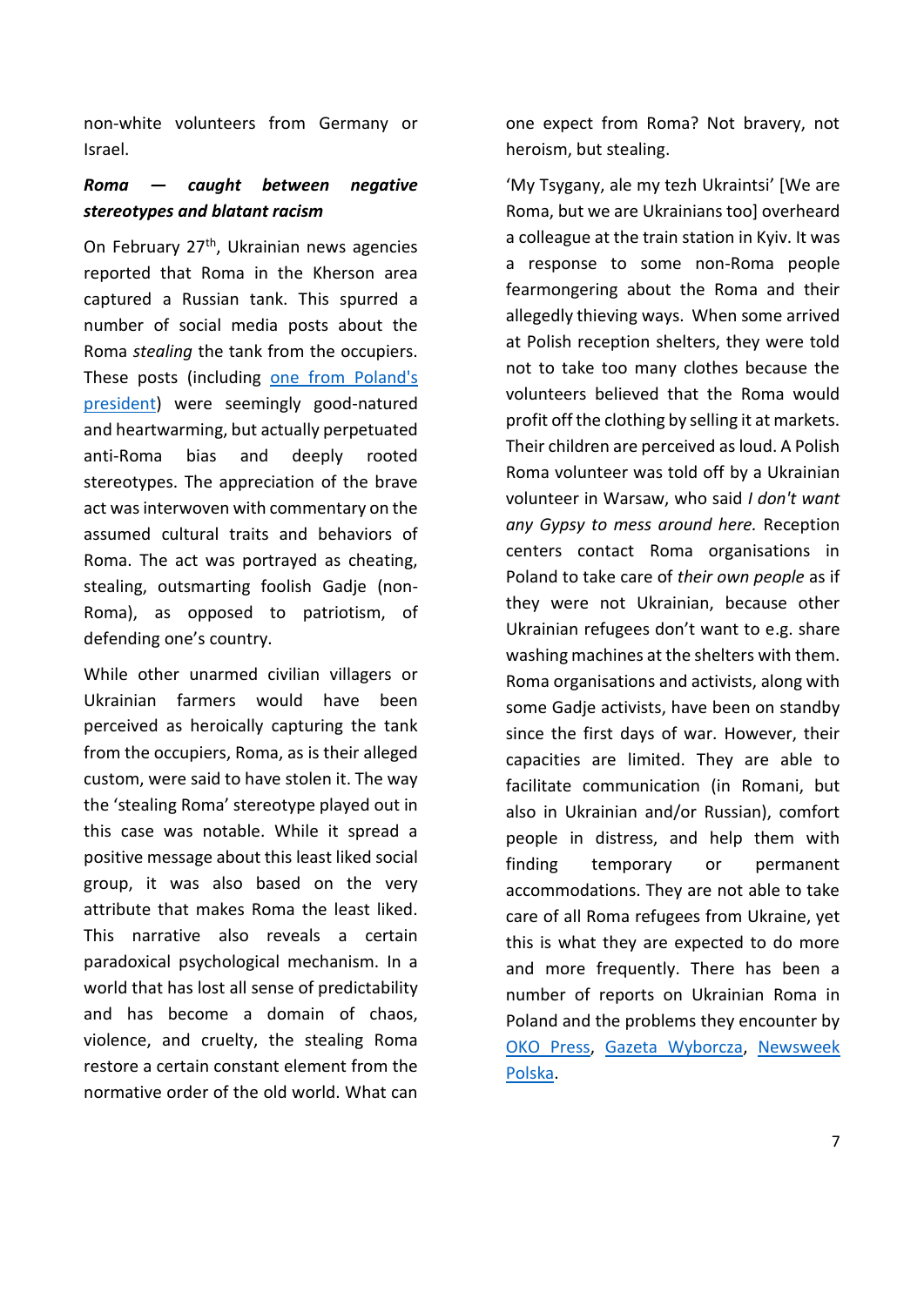non-white volunteers from Germany or Israel.

***Roma — caught between negative stereotypes and blatant racism***

On February 27th, Ukrainian news agencies reported that Roma in the Kherson area captured a Russian tank. This spurred a number of social media posts about the Roma *stealing* the tank from the occupiers. These posts (including [one from Poland's president]) were seemingly good-natured and heartwarming, but actually perpetuated anti-Roma bias and deeply rooted stereotypes. The appreciation of the brave act was interwoven with commentary on the assumed cultural traits and behaviors of Roma. The act was portrayed as cheating, stealing, outsmarting foolish Gadje (non-Roma), as opposed to patriotism, of defending one's country.

While other unarmed civilian villagers or Ukrainian farmers would have been perceived as heroically capturing the tank from the occupiers, Roma, as is their alleged custom, were said to have stolen it. The way the 'stealing Roma' stereotype played out in this case was notable. While it spread a positive message about this least liked social group, it was also based on the very attribute that makes Roma the least liked. This narrative also reveals a certain paradoxical psychological mechanism. In a world that has lost all sense of predictability and has become a domain of chaos, violence, and cruelty, the stealing Roma restore a certain constant element from the normative order of the old world. What can one expect from Roma? Not bravery, not heroism, but stealing.

'My Tsygany, ale my tezh Ukraintsi' [We are Roma, but we are Ukrainians too] overheard a colleague at the train station in Kyiv. It was a response to some non-Roma people fearmongering about the Roma and their allegedly thieving ways. When some arrived at Polish reception shelters, they were told not to take too many clothes because the volunteers believed that the Roma would profit off the clothing by selling it at markets. Their children are perceived as loud. A Polish Roma volunteer was told off by a Ukrainian volunteer in Warsaw, who said *I don't want any Gypsy to mess around here.* Reception centers contact Roma organisations in Poland to take care of *their own people* as if they were not Ukrainian, because other Ukrainian refugees don't want to e.g. share washing machines at the shelters with them. Roma organisations and activists, along with some Gadje activists, have been on standby since the first days of war. However, their capacities are limited. They are able to facilitate communication (in Romani, but also in Ukrainian and/or Russian), comfort people in distress, and help them with finding temporary or permanent accommodations. They are not able to take care of all Roma refugees from Ukraine, yet this is what they are expected to do more and more frequently. There has been a number of reports on Ukrainian Roma in Poland and the problems they encounter by [OKO Press], [Gazeta Wyborcza], [Newsweek Polska].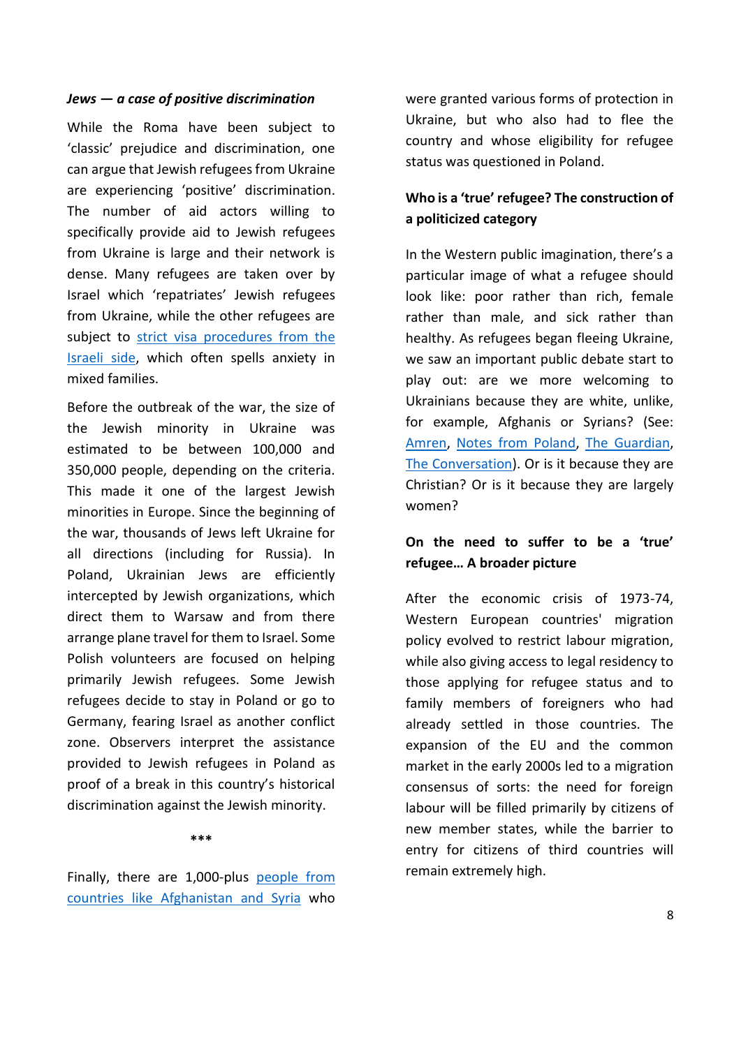***Jews — a case of positive discrimination***

While the Roma have been subject to 'classic' prejudice and discrimination, one can argue that Jewish refugees from Ukraine are experiencing 'positive' discrimination. The number of aid actors willing to specifically provide aid to Jewish refugees from Ukraine is large and their network is dense. Many refugees are taken over by Israel which 'repatriates' Jewish refugees from Ukraine, while the other refugees are subject to strict visa procedures from the Israeli side, which often spells anxiety in mixed families.

Before the outbreak of the war, the size of the Jewish minority in Ukraine was estimated to be between 100,000 and 350,000 people, depending on the criteria. This made it one of the largest Jewish minorities in Europe. Since the beginning of the war, thousands of Jews left Ukraine for all directions (including for Russia). In Poland, Ukrainian Jews are efficiently intercepted by Jewish organizations, which direct them to Warsaw and from there arrange plane travel for them to Israel. Some Polish volunteers are focused on helping primarily Jewish refugees. Some Jewish refugees decide to stay in Poland or go to Germany, fearing Israel as another conflict zone. Observers interpret the assistance provided to Jewish refugees in Poland as proof of a break in this country's historical discrimination against the Jewish minority.

***

Finally, there are 1,000-plus people from countries like Afghanistan and Syria who were granted various forms of protection in Ukraine, but who also had to flee the country and whose eligibility for refugee status was questioned in Poland.

**Who is a 'true' refugee? The construction of a politicized category**

In the Western public imagination, there's a particular image of what a refugee should look like: poor rather than rich, female rather than male, and sick rather than healthy. As refugees began fleeing Ukraine, we saw an important public debate start to play out: are we more welcoming to Ukrainians because they are white, unlike, for example, Afghanis or Syrians? (See: Amren, Notes from Poland, The Guardian, The Conversation). Or is it because they are Christian? Or is it because they are largely women?

**On the need to suffer to be a 'true' refugee… A broader picture**

After the economic crisis of 1973-74, Western European countries' migration policy evolved to restrict labour migration, while also giving access to legal residency to those applying for refugee status and to family members of foreigners who had already settled in those countries. The expansion of the EU and the common market in the early 2000s led to a migration consensus of sorts: the need for foreign labour will be filled primarily by citizens of new member states, while the barrier to entry for citizens of third countries will remain extremely high.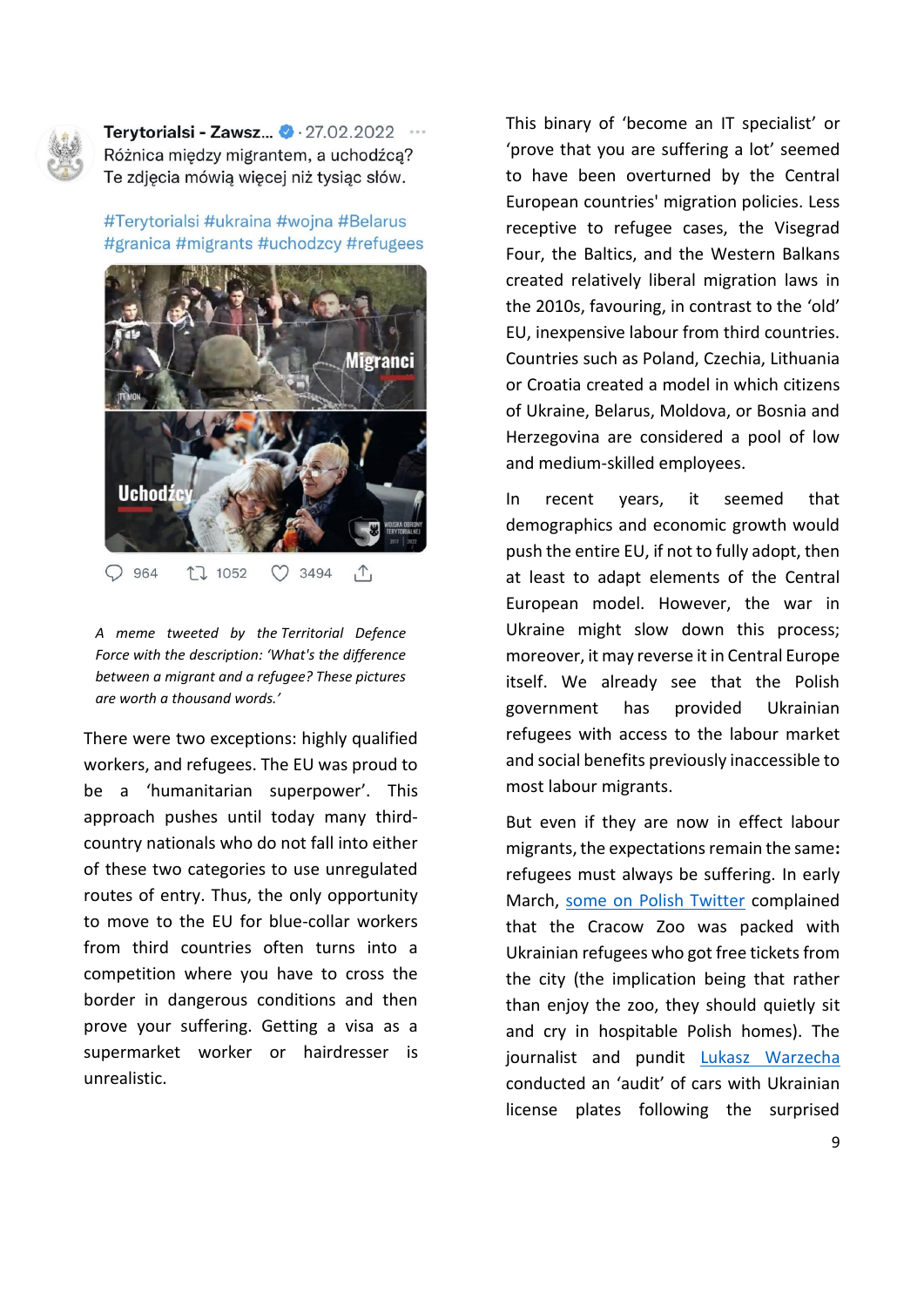Terytorialsi - Zawsz... · 27.02.2022
Różnica między migrantem, a uchodźcą? Te zdjęcia mówią więcej niż tysiąc słów.

#Terytorialsi #ukraina #wojna #Belarus #granica #migrants #uchodzcy #refugees

Migranci

Uchodźcy

964 1052 3494

*A meme tweeted by the Territorial Defence Force with the description: 'What's the difference between a migrant and a refugee? These pictures are worth a thousand words.'*

There were two exceptions: highly qualified workers, and refugees. The EU was proud to be a 'humanitarian superpower'. This approach pushes until today many third-country nationals who do not fall into either of these two categories to use unregulated routes of entry. Thus, the only opportunity to move to the EU for blue-collar workers from third countries often turns into a competition where you have to cross the border in dangerous conditions and then prove your suffering. Getting a visa as a supermarket worker or hairdresser is unrealistic.

This binary of 'become an IT specialist' or 'prove that you are suffering a lot' seemed to have been overturned by the Central European countries' migration policies. Less receptive to refugee cases, the Visegrad Four, the Baltics, and the Western Balkans created relatively liberal migration laws in the 2010s, favouring, in contrast to the 'old' EU, inexpensive labour from third countries. Countries such as Poland, Czechia, Lithuania or Croatia created a model in which citizens of Ukraine, Belarus, Moldova, or Bosnia and Herzegovina are considered a pool of low and medium-skilled employees.

In recent years, it seemed that demographics and economic growth would push the entire EU, if not to fully adopt, then at least to adapt elements of the Central European model. However, the war in Ukraine might slow down this process; moreover, it may reverse it in Central Europe itself. We already see that the Polish government has provided Ukrainian refugees with access to the labour market and social benefits previously inaccessible to most labour migrants.

But even if they are now in effect labour migrants, the expectations remain the same**:** refugees must always be suffering. In early March, [some on Polish Twitter]() complained that the Cracow Zoo was packed with Ukrainian refugees who got free tickets from the city (the implication being that rather than enjoy the zoo, they should quietly sit and cry in hospitable Polish homes). The journalist and pundit [Lukasz Warzecha]() conducted an 'audit' of cars with Ukrainian license plates following the surprised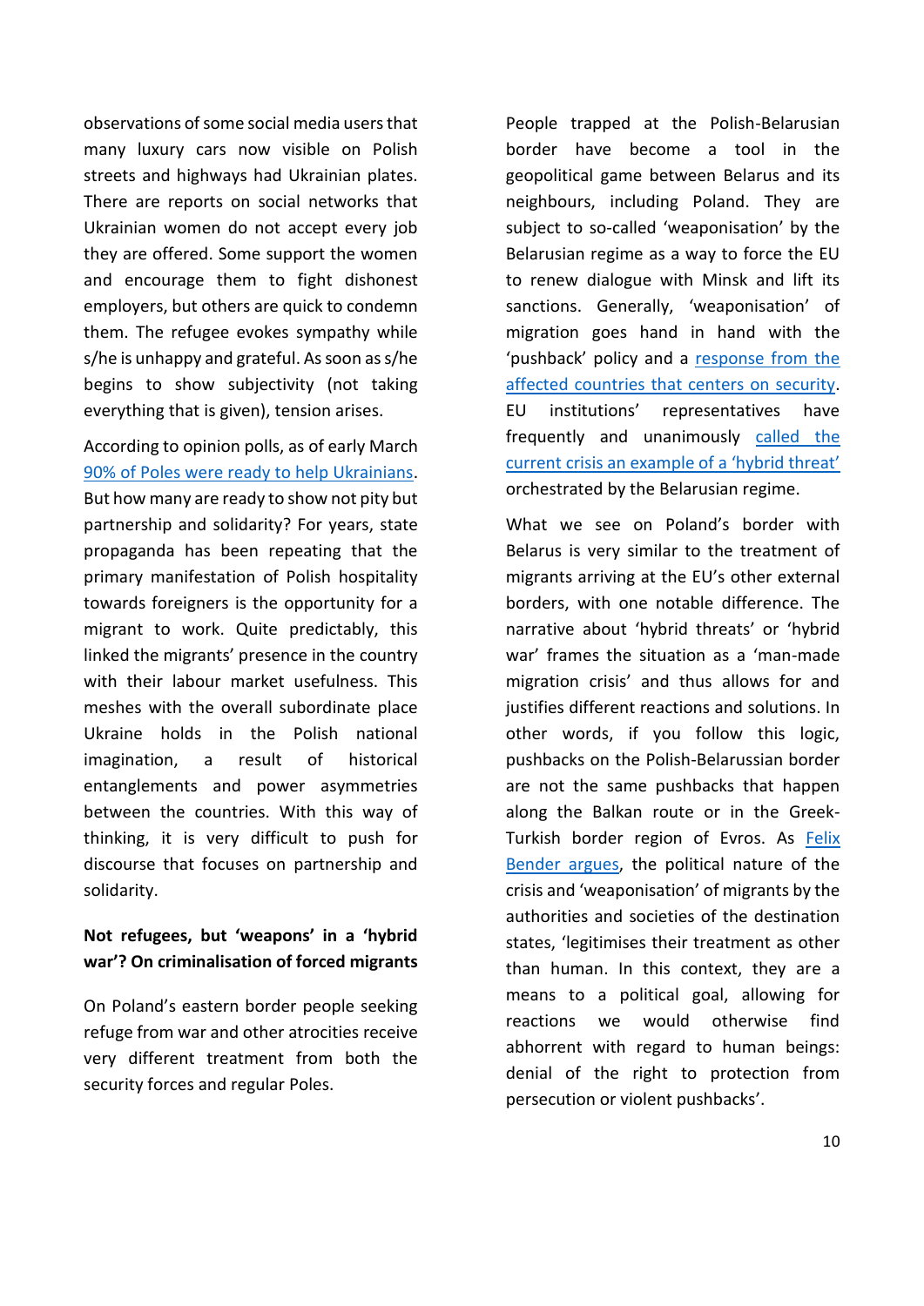observations of some social media users that many luxury cars now visible on Polish streets and highways had Ukrainian plates. There are reports on social networks that Ukrainian women do not accept every job they are offered. Some support the women and encourage them to fight dishonest employers, but others are quick to condemn them. The refugee evokes sympathy while s/he is unhappy and grateful. As soon as s/he begins to show subjectivity (not taking everything that is given), tension arises.

According to opinion polls, as of early March 90% of Poles were ready to help Ukrainians. But how many are ready to show not pity but partnership and solidarity? For years, state propaganda has been repeating that the primary manifestation of Polish hospitality towards foreigners is the opportunity for a migrant to work. Quite predictably, this linked the migrants' presence in the country with their labour market usefulness. This meshes with the overall subordinate place Ukraine holds in the Polish national imagination, a result of historical entanglements and power asymmetries between the countries. With this way of thinking, it is very difficult to push for discourse that focuses on partnership and solidarity.

**Not refugees, but 'weapons' in a 'hybrid war'? On criminalisation of forced migrants**

On Poland's eastern border people seeking refuge from war and other atrocities receive very different treatment from both the security forces and regular Poles.

People trapped at the Polish-Belarusian border have become a tool in the geopolitical game between Belarus and its neighbours, including Poland. They are subject to so-called 'weaponisation' by the Belarusian regime as a way to force the EU to renew dialogue with Minsk and lift its sanctions. Generally, 'weaponisation' of migration goes hand in hand with the 'pushback' policy and a response from the affected countries that centers on security. EU institutions' representatives have frequently and unanimously called the current crisis an example of a 'hybrid threat' orchestrated by the Belarusian regime.

What we see on Poland's border with Belarus is very similar to the treatment of migrants arriving at the EU's other external borders, with one notable difference. The narrative about 'hybrid threats' or 'hybrid war' frames the situation as a 'man-made migration crisis' and thus allows for and justifies different reactions and solutions. In other words, if you follow this logic, pushbacks on the Polish-Belarussian border are not the same pushbacks that happen along the Balkan route or in the Greek-Turkish border region of Evros. As Felix Bender argues, the political nature of the crisis and 'weaponisation' of migrants by the authorities and societies of the destination states, 'legitimises their treatment as other than human. In this context, they are a means to a political goal, allowing for reactions we would otherwise find abhorrent with regard to human beings: denial of the right to protection from persecution or violent pushbacks'.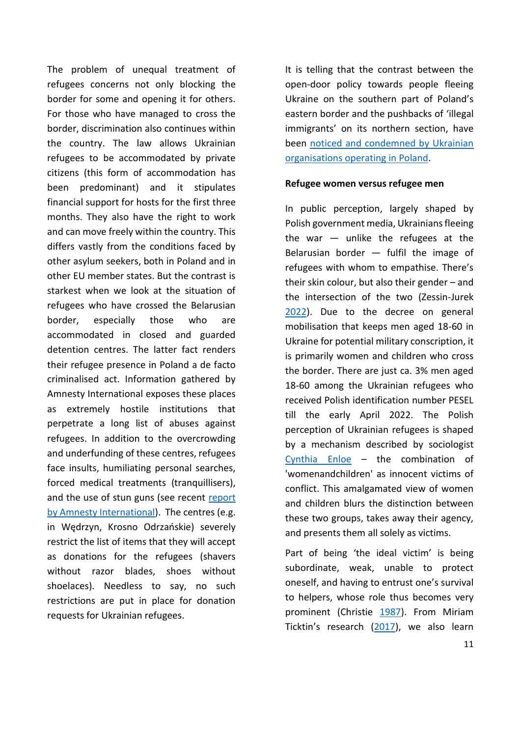The problem of unequal treatment of refugees concerns not only blocking the border for some and opening it for others. For those who have managed to cross the border, discrimination also continues within the country. The law allows Ukrainian refugees to be accommodated by private citizens (this form of accommodation has been predominant) and it stipulates financial support for hosts for the first three months. They also have the right to work and can move freely within the country. This differs vastly from the conditions faced by other asylum seekers, both in Poland and in other EU member states. But the contrast is starkest when we look at the situation of refugees who have crossed the Belarusian border, especially those who are accommodated in closed and guarded detention centres. The latter fact renders their refugee presence in Poland a de facto criminalised act. Information gathered by Amnesty International exposes these places as extremely hostile institutions that perpetrate a long list of abuses against refugees. In addition to the overcrowding and underfunding of these centres, refugees face insults, humiliating personal searches, forced medical treatments (tranquillisers), and the use of stun guns (see recent report by Amnesty International). The centres (e.g. in Wędrzyn, Krosno Odrzańskie) severely restrict the list of items that they will accept as donations for the refugees (shavers without razor blades, shoes without shoelaces). Needless to say, no such restrictions are put in place for donation requests for Ukrainian refugees.

It is telling that the contrast between the open-door policy towards people fleeing Ukraine on the southern part of Poland's eastern border and the pushbacks of 'illegal immigrants' on its northern section, have been noticed and condemned by Ukrainian organisations operating in Poland.

### Refugee women versus refugee men

In public perception, largely shaped by Polish government media, Ukrainians fleeing the war — unlike the refugees at the Belarusian border — fulfil the image of refugees with whom to empathise. There's their skin colour, but also their gender – and the intersection of the two (Zessin-Jurek 2022). Due to the decree on general mobilisation that keeps men aged 18-60 in Ukraine for potential military conscription, it is primarily women and children who cross the border. There are just ca. 3% men aged 18-60 among the Ukrainian refugees who received Polish identification number PESEL till the early April 2022. The Polish perception of Ukrainian refugees is shaped by a mechanism described by sociologist Cynthia Enloe – the combination of 'womenandchildren' as innocent victims of conflict. This amalgamated view of women and children blurs the distinction between these two groups, takes away their agency, and presents them all solely as victims.

Part of being 'the ideal victim' is being subordinate, weak, unable to protect oneself, and having to entrust one's survival to helpers, whose role thus becomes very prominent (Christie 1987). From Miriam Ticktin's research (2017), we also learn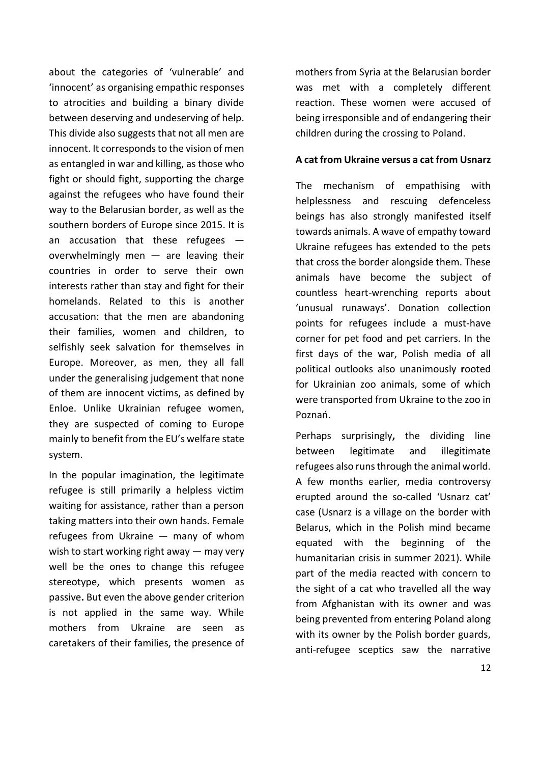about the categories of 'vulnerable' and 'innocent' as organising empathic responses to atrocities and building a binary divide between deserving and undeserving of help. This divide also suggests that not all men are innocent. It corresponds to the vision of men as entangled in war and killing, as those who fight or should fight, supporting the charge against the refugees who have found their way to the Belarusian border, as well as the southern borders of Europe since 2015. It is an accusation that these refugees — overwhelmingly men — are leaving their countries in order to serve their own interests rather than stay and fight for their homelands. Related to this is another accusation: that the men are abandoning their families, women and children, to selfishly seek salvation for themselves in Europe. Moreover, as men, they all fall under the generalising judgement that none of them are innocent victims, as defined by Enloe. Unlike Ukrainian refugee women, they are suspected of coming to Europe mainly to benefit from the EU's welfare state system.

In the popular imagination, the legitimate refugee is still primarily a helpless victim waiting for assistance, rather than a person taking matters into their own hands. Female refugees from Ukraine — many of whom wish to start working right away — may very well be the ones to change this refugee stereotype, which presents women as passive. But even the above gender criterion is not applied in the same way. While mothers from Ukraine are seen as caretakers of their families, the presence of mothers from Syria at the Belarusian border was met with a completely different reaction. These women were accused of being irresponsible and of endangering their children during the crossing to Poland.

**A cat from Ukraine versus a cat from Usnarz**

The mechanism of empathising with helplessness and rescuing defenceless beings has also strongly manifested itself towards animals. A wave of empathy toward Ukraine refugees has extended to the pets that cross the border alongside them. These animals have become the subject of countless heart-wrenching reports about 'unusual runaways'. Donation collection points for refugees include a must-have corner for pet food and pet carriers. In the first days of the war, Polish media of all political outlooks also unanimously rooted for Ukrainian zoo animals, some of which were transported from Ukraine to the zoo in Poznań.

Perhaps surprisingly, the dividing line between legitimate and illegitimate refugees also runs through the animal world. A few months earlier, media controversy erupted around the so-called 'Usnarz cat' case (Usnarz is a village on the border with Belarus, which in the Polish mind became equated with the beginning of the humanitarian crisis in summer 2021). While part of the media reacted with concern to the sight of a cat who travelled all the way from Afghanistan with its owner and was being prevented from entering Poland along with its owner by the Polish border guards, anti-refugee sceptics saw the narrative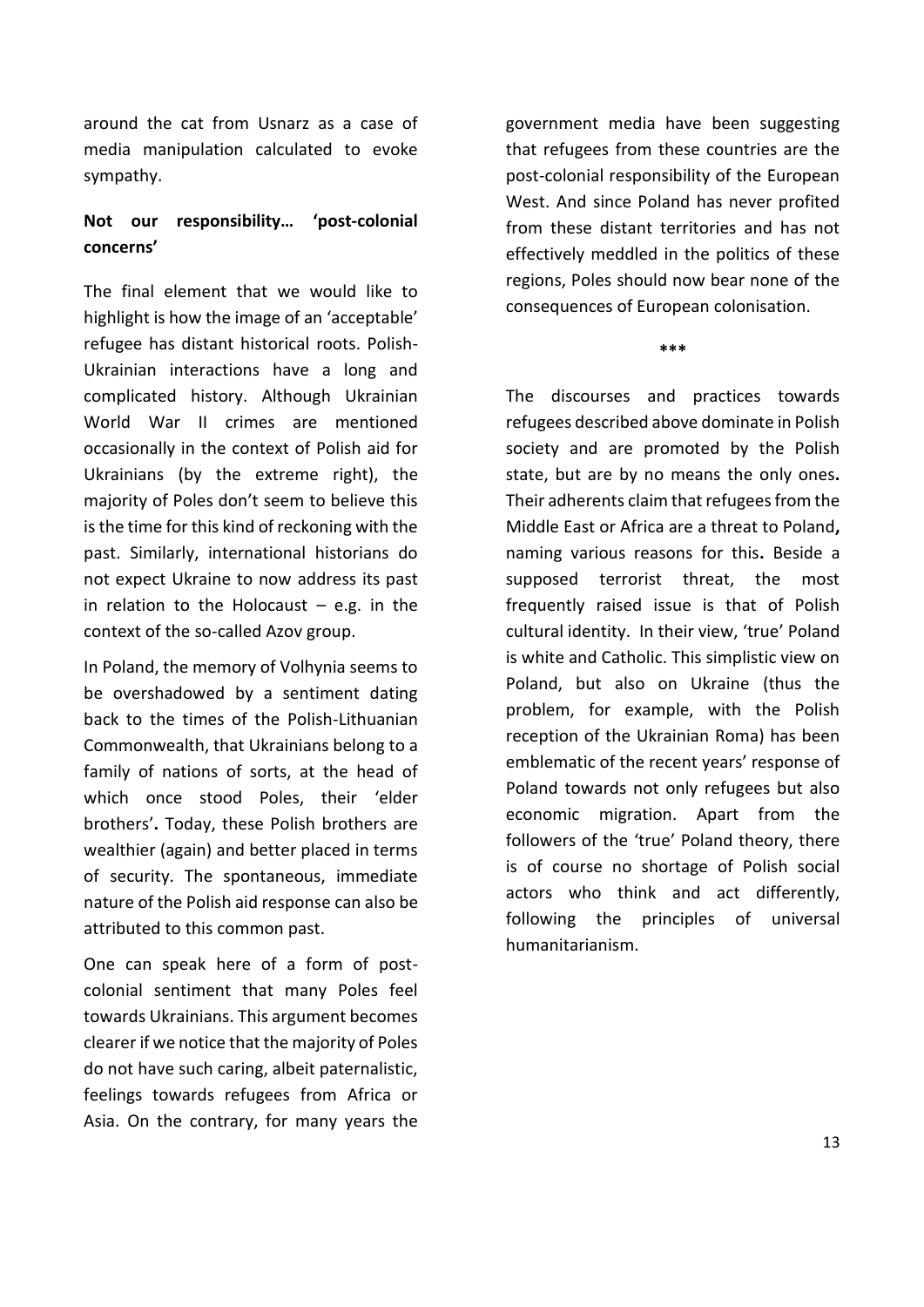around the cat from Usnarz as a case of media manipulation calculated to evoke sympathy.

**Not our responsibility… 'post-colonial concerns'**

The final element that we would like to highlight is how the image of an 'acceptable' refugee has distant historical roots. Polish-Ukrainian interactions have a long and complicated history. Although Ukrainian World War II crimes are mentioned occasionally in the context of Polish aid for Ukrainians (by the extreme right), the majority of Poles don't seem to believe this is the time for this kind of reckoning with the past. Similarly, international historians do not expect Ukraine to now address its past in relation to the Holocaust – e.g. in the context of the so-called Azov group.

In Poland, the memory of Volhynia seems to be overshadowed by a sentiment dating back to the times of the Polish-Lithuanian Commonwealth, that Ukrainians belong to a family of nations of sorts, at the head of which once stood Poles, their 'elder brothers'**.** Today, these Polish brothers are wealthier (again) and better placed in terms of security. The spontaneous, immediate nature of the Polish aid response can also be attributed to this common past.

One can speak here of a form of post-colonial sentiment that many Poles feel towards Ukrainians. This argument becomes clearer if we notice that the majority of Poles do not have such caring, albeit paternalistic, feelings towards refugees from Africa or Asia. On the contrary, for many years the government media have been suggesting that refugees from these countries are the post-colonial responsibility of the European West. And since Poland has never profited from these distant territories and has not effectively meddled in the politics of these regions, Poles should now bear none of the consequences of European colonisation.

***

The discourses and practices towards refugees described above dominate in Polish society and are promoted by the Polish state, but are by no means the only ones**.** Their adherents claim that refugees from the Middle East or Africa are a threat to Poland**,** naming various reasons for this**.** Beside a supposed terrorist threat, the most frequently raised issue is that of Polish cultural identity. In their view, 'true' Poland is white and Catholic. This simplistic view on Poland, but also on Ukraine (thus the problem, for example, with the Polish reception of the Ukrainian Roma) has been emblematic of the recent years' response of Poland towards not only refugees but also economic migration. Apart from the followers of the 'true' Poland theory, there is of course no shortage of Polish social actors who think and act differently, following the principles of universal humanitarianism.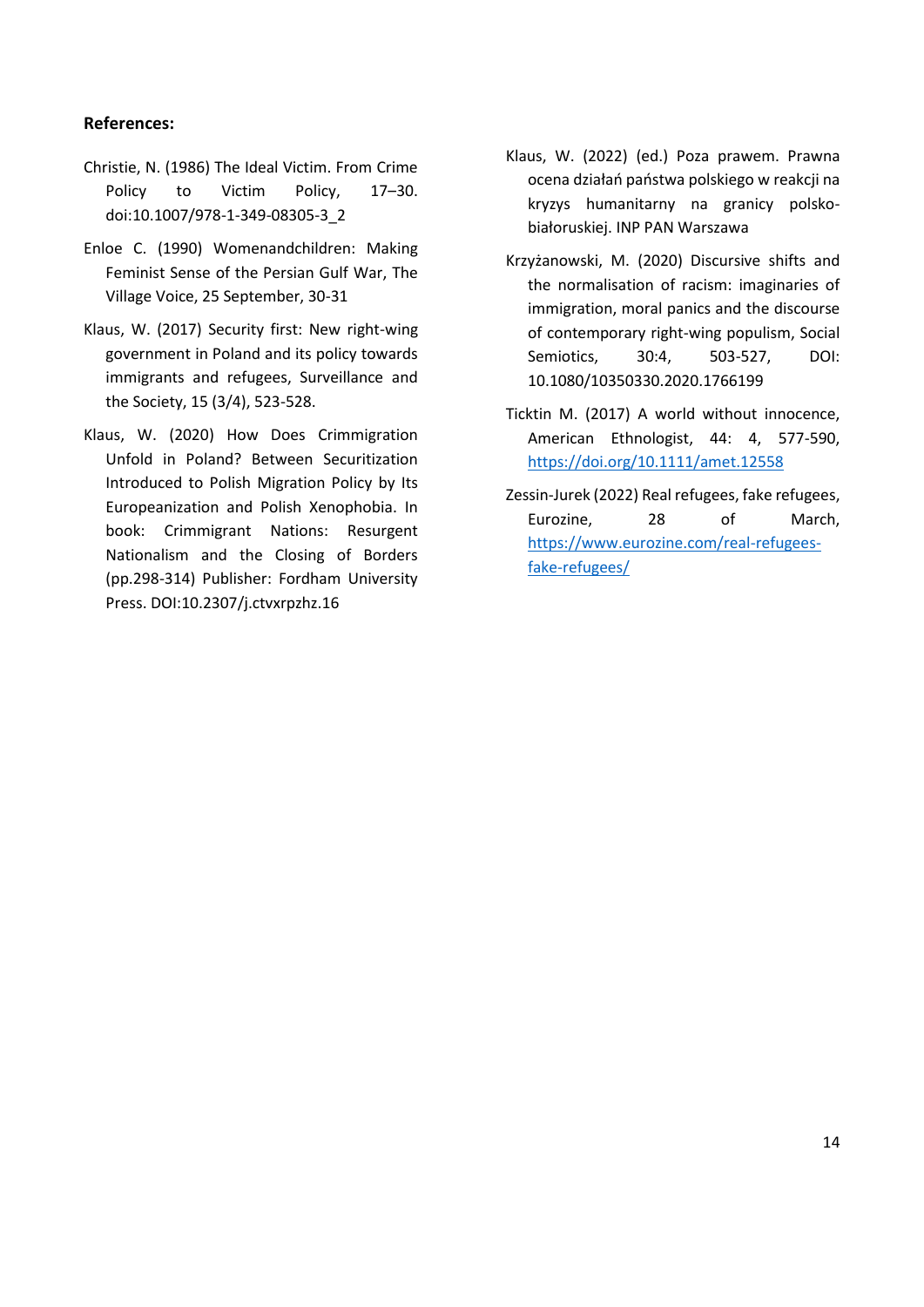**References:**

Christie, N. (1986) The Ideal Victim. From Crime Policy to Victim Policy, 17–30. doi:10.1007/978-1-349-08305-3_2

Enloe C. (1990) Womenandchildren: Making Feminist Sense of the Persian Gulf War, The Village Voice, 25 September, 30-31

Klaus, W. (2017) Security first: New right-wing government in Poland and its policy towards immigrants and refugees, Surveillance and the Society, 15 (3/4), 523-528.

Klaus, W. (2020) How Does Crimmigration Unfold in Poland? Between Securitization Introduced to Polish Migration Policy by Its Europeanization and Polish Xenophobia. In book: Crimmigrant Nations: Resurgent Nationalism and the Closing of Borders (pp.298-314) Publisher: Fordham University Press. DOI:10.2307/j.ctvxrpzhz.16

Klaus, W. (2022) (ed.) Poza prawem. Prawna ocena działań państwa polskiego w reakcji na kryzys humanitarny na granicy polsko-białoruskiej. INP PAN Warszawa

Krzyżanowski, M. (2020) Discursive shifts and the normalisation of racism: imaginaries of immigration, moral panics and the discourse of contemporary right-wing populism, Social Semiotics, 30:4, 503-527, DOI: 10.1080/10350330.2020.1766199

Ticktin M. (2017) A world without innocence, American Ethnologist, 44: 4, 577-590, https://doi.org/10.1111/amet.12558

Zessin-Jurek (2022) Real refugees, fake refugees, Eurozine, 28 of March, https://www.eurozine.com/real-refugees-fake-refugees/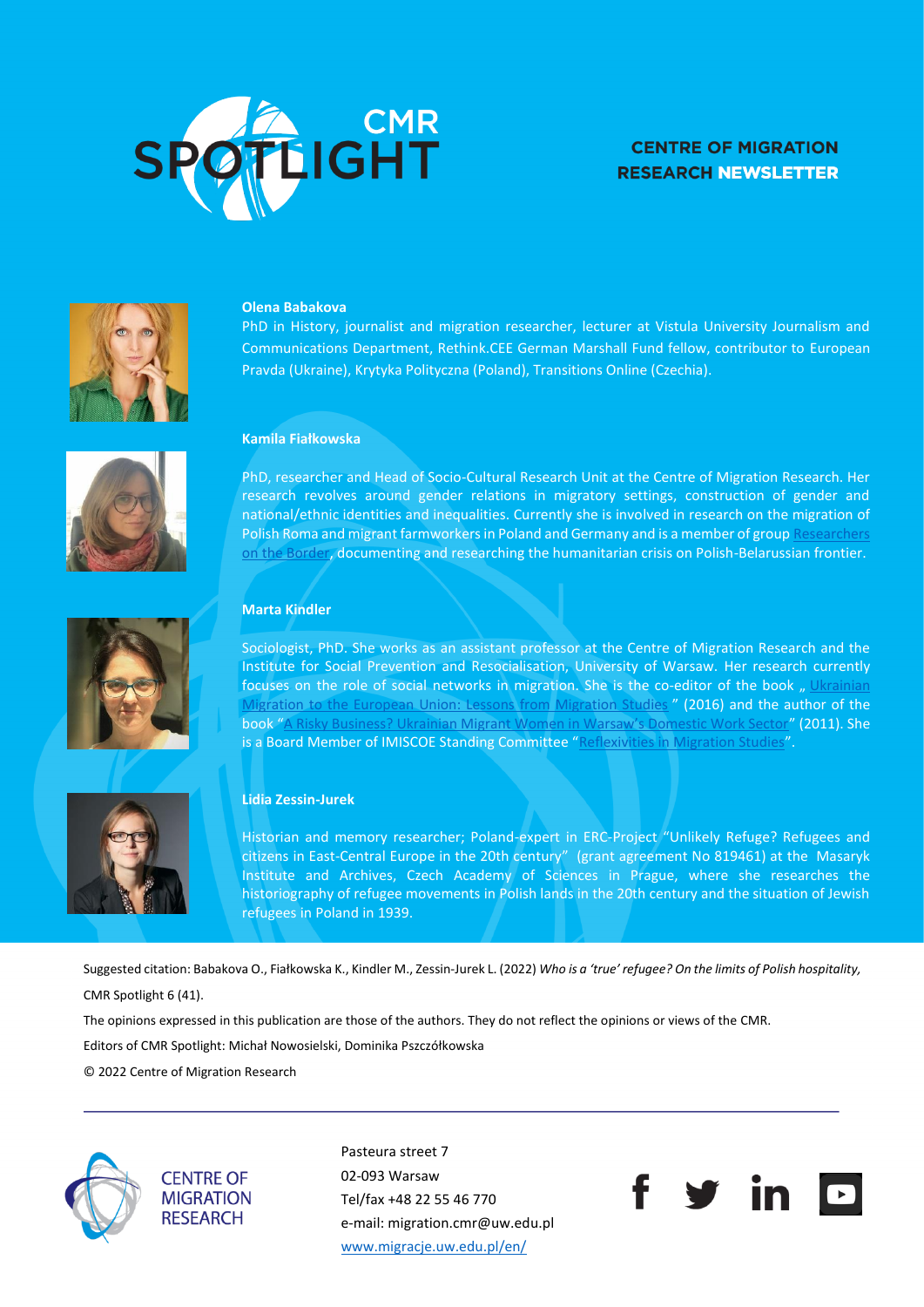CMR SPOTLIGHT

CENTRE OF MIGRATION RESEARCH NEWSLETTER

**Olena Babakova**

PhD in History, journalist and migration researcher, lecturer at Vistula University Journalism and Communications Department, Rethink.CEE German Marshall Fund fellow, contributor to European Pravda (Ukraine), Krytyka Polityczna (Poland), Transitions Online (Czechia).

**Kamila Fiałkowska**

PhD, researcher and Head of Socio-Cultural Research Unit at the Centre of Migration Research. Her research revolves around gender relations in migratory settings, construction of gender and national/ethnic identities and inequalities. Currently she is involved in research on the migration of Polish Roma and migrant farmworkers in Poland and Germany and is a member of group Researchers on the Border, documenting and researching the humanitarian crisis on Polish-Belarussian frontier.

**Marta Kindler**

Sociologist, PhD. She works as an assistant professor at the Centre of Migration Research and the Institute for Social Prevention and Resocialisation, University of Warsaw. Her research currently focuses on the role of social networks in migration. She is the co-editor of the book „ Ukrainian Migration to the European Union: Lessons from Migration Studies ” (2016) and the author of the book “A Risky Business? Ukrainian Migrant Women in Warsaw’s Domestic Work Sector” (2011). She is a Board Member of IMISCOE Standing Committee “Reflexivities in Migration Studies”.

**Lidia Zessin-Jurek**

Historian and memory researcher; Poland-expert in ERC-Project “Unlikely Refuge? Refugees and citizens in East-Central Europe in the 20th century” (grant agreement No 819461) at the Masaryk Institute and Archives, Czech Academy of Sciences in Prague, where she researches the historiography of refugee movements in Polish lands in the 20th century and the situation of Jewish refugees in Poland in 1939.

Suggested citation: Babakova O., Fiałkowska K., Kindler M., Zessin-Jurek L. (2022) *Who is a ‘true’ refugee? On the limits of Polish hospitality,* CMR Spotlight 6 (41).

The opinions expressed in this publication are those of the authors. They do not reflect the opinions or views of the CMR.

Editors of CMR Spotlight: Michał Nowosielski, Dominika Pszczółkowska

© 2022 Centre of Migration Research

CENTRE OF MIGRATION RESEARCH

Pasteura street 7
02-093 Warsaw
Tel/fax +48 22 55 46 770
e-mail: migration.cmr@uw.edu.pl
www.migracje.uw.edu.pl/en/